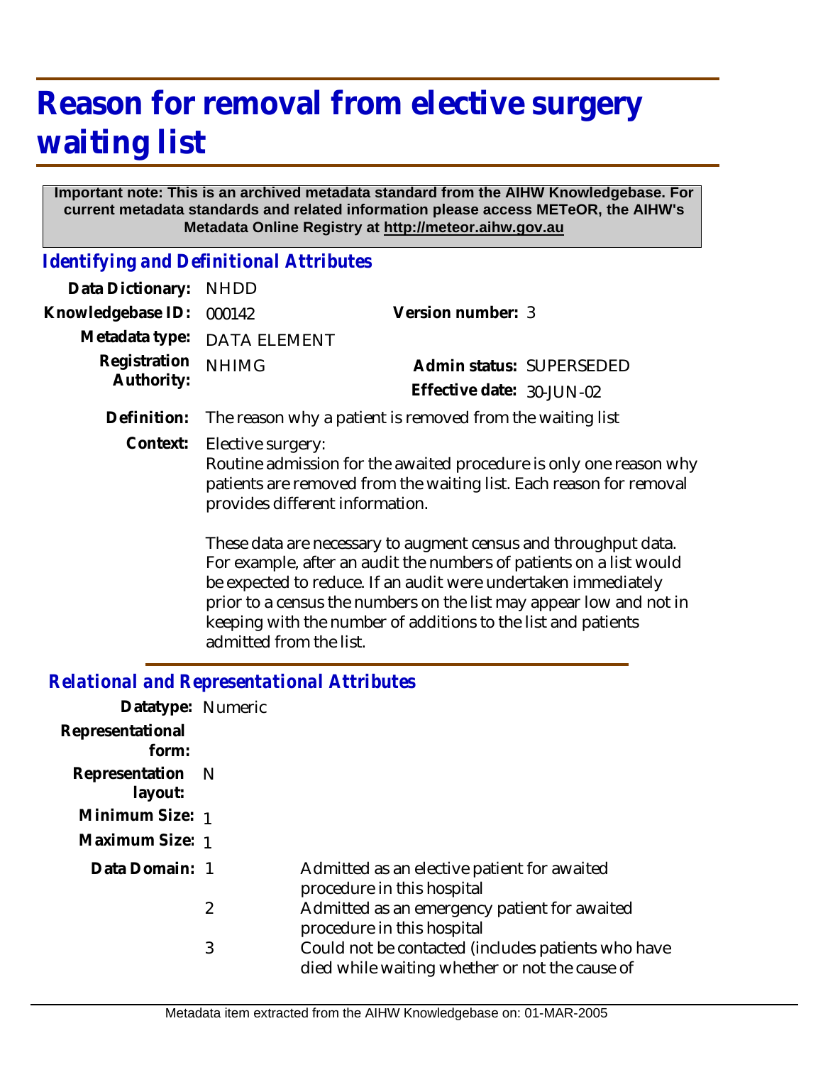# Reason for removal from elective surgery waiting list

**Important note: This is an archived metadata standard from the AIHW Knowledgebase. For current metadata standards and related information please access METeOR, the AIHW's Metadata Online Registry at http://meteor.aihw.gov.au**

## *Identifying and Definitional Attributes*

**Data Dictionary:** NHDD

**Knowledgebase ID:** 000142

**Version number:** 3

**Metadata type:** DATA ELEMENT

**Registration Authority:** NHIMG

**Admin status:** SUPERSEDED

**Effective date:** 30-JUN-02

**Definition:** The reason why a patient is removed from the waiting list

**Context:** Elective surgery:
Routine admission for the awaited procedure is only one reason why patients are removed from the waiting list. Each reason for removal provides different information.

These data are necessary to augment census and throughput data. For example, after an audit the numbers of patients on a list would be expected to reduce. If an audit were undertaken immediately prior to a census the numbers on the list may appear low and not in keeping with the number of additions to the list and patients admitted from the list.

## *Relational and Representational Attributes*

**Datatype:** Numeric

**Representational form:**

**Representation layout:** N

**Minimum Size:** 1

**Maximum Size:** 1

**Data Domain:**

1 Admitted as an elective patient for awaited procedure in this hospital

2 Admitted as an emergency patient for awaited procedure in this hospital

3 Could not be contacted (includes patients who have died while waiting whether or not the cause of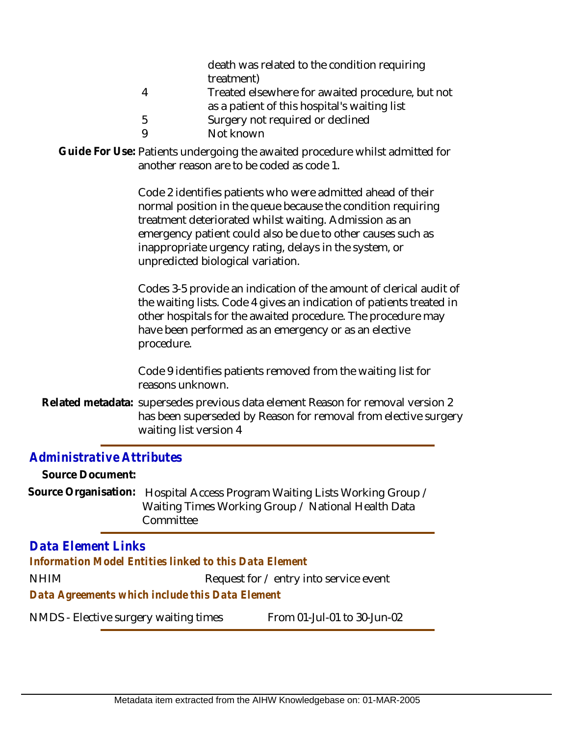death was related to the condition requiring treatment)

4 Treated elsewhere for awaited procedure, but not as a patient of this hospital's waiting list

5 Surgery not required or declined

9 Not known

**Guide For Use:** Patients undergoing the awaited procedure whilst admitted for another reason are to be coded as code 1.

Code 2 identifies patients who were admitted ahead of their normal position in the queue because the condition requiring treatment deteriorated whilst waiting. Admission as an emergency patient could also be due to other causes such as inappropriate urgency rating, delays in the system, or unpredicted biological variation.

Codes 3-5 provide an indication of the amount of clerical audit of the waiting lists. Code 4 gives an indication of patients treated in other hospitals for the awaited procedure. The procedure may have been performed as an emergency or as an elective procedure.

Code 9 identifies patients removed from the waiting list for reasons unknown.

**Related metadata:** supersedes previous data element Reason for removal version 2
has been superseded by Reason for removal from elective surgery waiting list version 4

## *Administrative Attributes*

**Source Document:**

**Source Organisation:** Hospital Access Program Waiting Lists Working Group / Waiting Times Working Group / National Health Data Committee

## *Data Element Links*

### *Information Model Entities linked to this Data Element*

| | |
|---|---|
| NHIM | Request for / entry into service event |

### *Data Agreements which include this Data Element*

| | |
|---|---|
| NMDS - Elective surgery waiting times | From 01-Jul-01 to 30-Jun-02 |